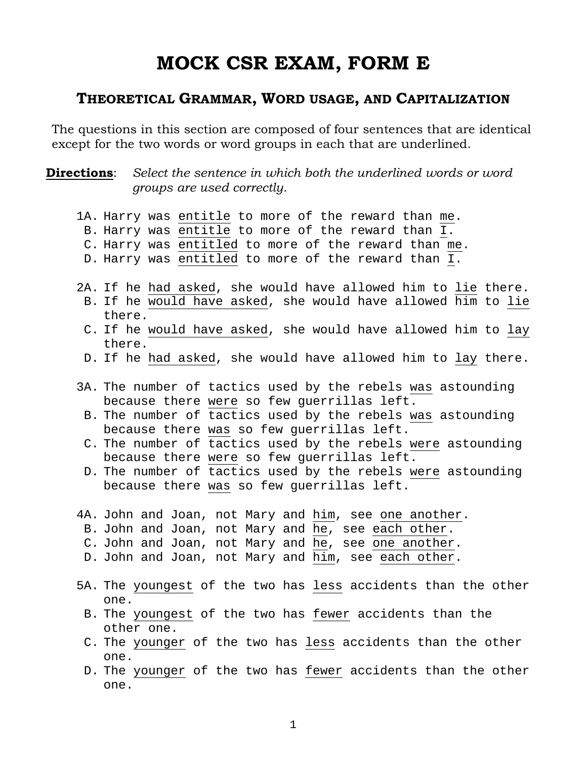# MOCK CSR EXAM, FORM E

## THEORETICAL GRAMMAR, WORD USAGE, AND CAPITALIZATION

The questions in this section are composed of four sentences that are identical except for the two words or word groups in each that are underlined.

**Directions**: *Select the sentence in which both the underlined words or word groups are used correctly.*

1A. Harry was <u>entitle</u> to more of the reward than <u>me</u>.
 B. Harry was <u>entitle</u> to more of the reward than <u>I</u>.
 C. Harry was <u>entitled</u> to more of the reward than <u>me</u>.
 D. Harry was <u>entitled</u> to more of the reward than <u>I</u>.

2A. If he <u>had asked</u>, she would have allowed him to <u>lie</u> there.
 B. If he <u>would have asked</u>, she would have allowed him to <u>lie</u> there.
 C. If he <u>would have asked</u>, she would have allowed him to <u>lay</u> there.
 D. If he <u>had asked</u>, she would have allowed him to <u>lay</u> there.

3A. The number of tactics used by the rebels <u>was</u> astounding because there <u>were</u> so few guerrillas left.
 B. The number of tactics used by the rebels <u>was</u> astounding because there <u>was</u> so few guerrillas left.
 C. The number of tactics used by the rebels <u>were</u> astounding because there <u>were</u> so few guerrillas left.
 D. The number of tactics used by the rebels <u>were</u> astounding because there <u>was</u> so few guerrillas left.

4A. John and Joan, not Mary and <u>him</u>, see <u>one another</u>.
 B. John and Joan, not Mary and <u>he</u>, see <u>each other</u>.
 C. John and Joan, not Mary and <u>he</u>, see <u>one another</u>.
 D. John and Joan, not Mary and <u>him</u>, see <u>each other</u>.

5A. The <u>youngest</u> of the two has <u>less</u> accidents than the other one.
 B. The <u>youngest</u> of the two has <u>fewer</u> accidents than the other one.
 C. The <u>younger</u> of the two has <u>less</u> accidents than the other one.
 D. The <u>younger</u> of the two has <u>fewer</u> accidents than the other one.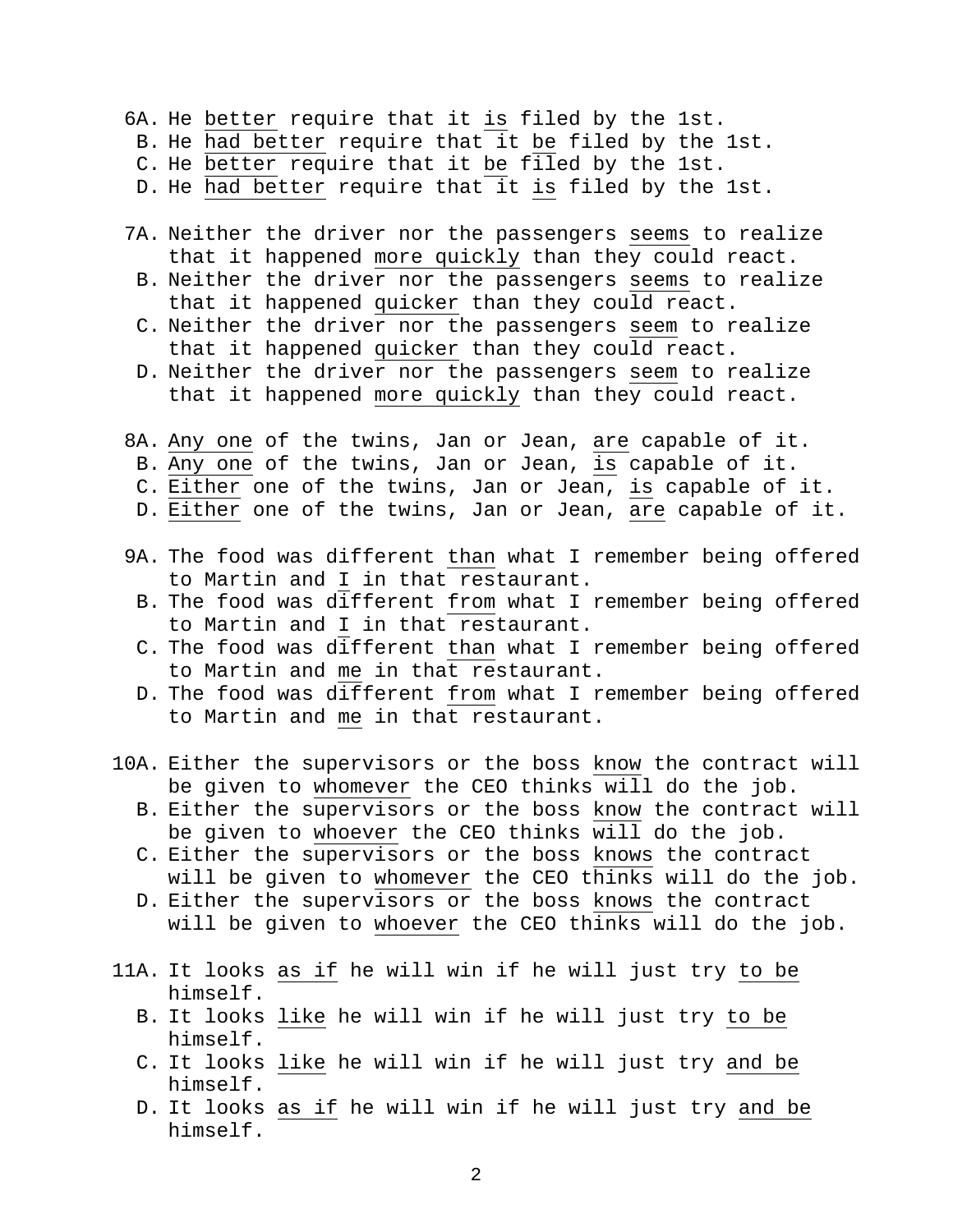6A. He <u>better</u> require that it <u>is</u> filed by the 1st.
B. He <u>had better</u> require that it <u>be</u> filed by the 1st.
C. He <u>better</u> require that it <u>be</u> filed by the 1st.
D. He <u>had better</u> require that it <u>is</u> filed by the 1st.

7A. Neither the driver nor the passengers <u>seems</u> to realize that it happened <u>more quickly</u> than they could react.
B. Neither the driver nor the passengers <u>seems</u> to realize that it happened <u>quicker</u> than they could react.
C. Neither the driver nor the passengers <u>seem</u> to realize that it happened <u>quicker</u> than they could react.
D. Neither the driver nor the passengers <u>seem</u> to realize that it happened <u>more quickly</u> than they could react.

8A. <u>Any one</u> of the twins, Jan or Jean, <u>are</u> capable of it.
B. <u>Any one</u> of the twins, Jan or Jean, <u>is</u> capable of it.
C. <u>Either</u> one of the twins, Jan or Jean, <u>is</u> capable of it.
D. <u>Either</u> one of the twins, Jan or Jean, <u>are</u> capable of it.

9A. The food was different <u>than</u> what I remember being offered to Martin and <u>I</u> in that restaurant.
B. The food was different <u>from</u> what I remember being offered to Martin and <u>I</u> in that restaurant.
C. The food was different <u>than</u> what I remember being offered to Martin and <u>me</u> in that restaurant.
D. The food was different <u>from</u> what I remember being offered to Martin and <u>me</u> in that restaurant.

10A. Either the supervisors or the boss <u>know</u> the contract will be given to <u>whomever</u> the CEO thinks will do the job.
B. Either the supervisors or the boss <u>know</u> the contract will be given to <u>whoever</u> the CEO thinks will do the job.
C. Either the supervisors or the boss <u>knows</u> the contract will be given to <u>whomever</u> the CEO thinks will do the job.
D. Either the supervisors or the boss <u>knows</u> the contract will be given to <u>whoever</u> the CEO thinks will do the job.

11A. It looks <u>as if</u> he will win if he will just try <u>to be</u> himself.
B. It looks <u>like</u> he will win if he will just try <u>to be</u> himself.
C. It looks <u>like</u> he will win if he will just try <u>and be</u> himself.
D. It looks <u>as if</u> he will win if he will just try <u>and be</u> himself.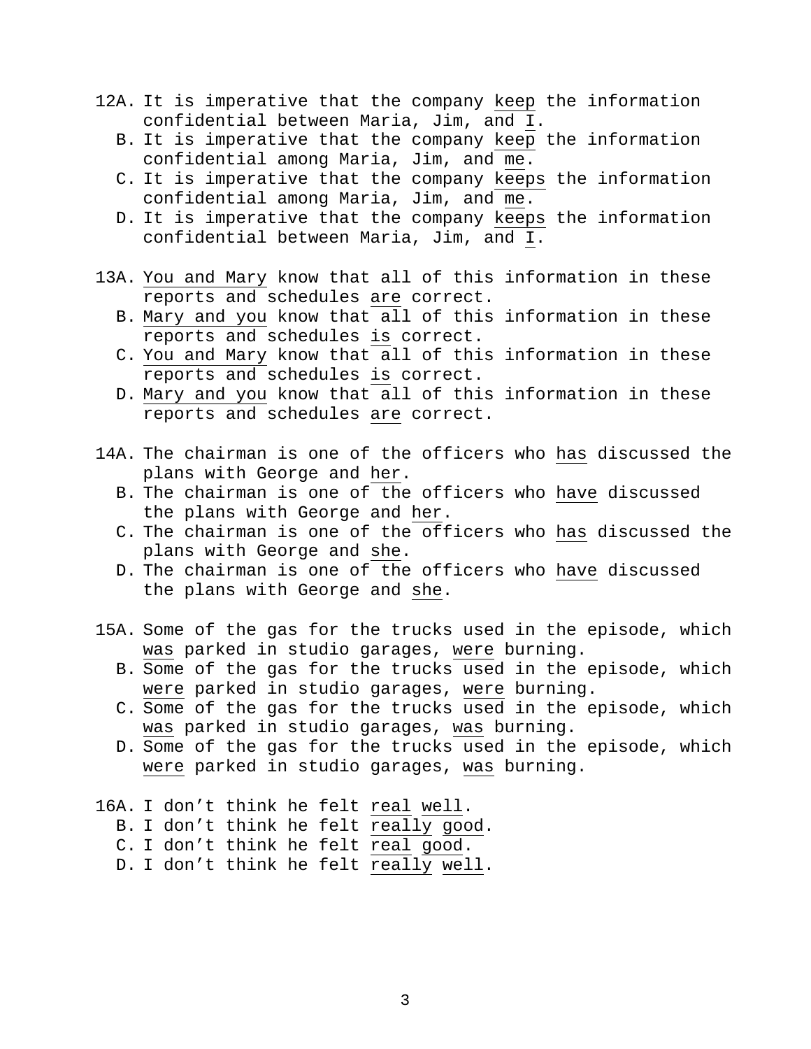12A. It is imperative that the company <u>keep</u> the information confidential between Maria, Jim, and <u>I</u>.

B. It is imperative that the company <u>keep</u> the information confidential among Maria, Jim, and <u>me</u>.

C. It is imperative that the company <u>keeps</u> the information confidential among Maria, Jim, and <u>me</u>.

D. It is imperative that the company <u>keeps</u> the information confidential between Maria, Jim, and <u>I</u>.

13A. <u>You and Mary</u> know that all of this information in these reports and schedules <u>are</u> correct.

B. <u>Mary and you</u> know that all of this information in these reports and schedules <u>is</u> correct.

C. <u>You and Mary</u> know that all of this information in these reports and schedules <u>is</u> correct.

D. <u>Mary and you</u> know that all of this information in these reports and schedules <u>are</u> correct.

14A. The chairman is one of the officers who <u>has</u> discussed the plans with George and <u>her</u>.

B. The chairman is one of the officers who <u>have</u> discussed the plans with George and <u>her</u>.

C. The chairman is one of the officers who <u>has</u> discussed the plans with George and <u>she</u>.

D. The chairman is one of the officers who <u>have</u> discussed the plans with George and <u>she</u>.

15A. Some of the gas for the trucks used in the episode, which <u>was</u> parked in studio garages, <u>were</u> burning.

B. Some of the gas for the trucks used in the episode, which <u>were</u> parked in studio garages, <u>were</u> burning.

C. Some of the gas for the trucks used in the episode, which <u>was</u> parked in studio garages, <u>was</u> burning.

D. Some of the gas for the trucks used in the episode, which <u>were</u> parked in studio garages, <u>was</u> burning.

16A. I don't think he felt <u>real</u> <u>well</u>.

B. I don't think he felt <u>really</u> <u>good</u>.

C. I don't think he felt <u>real</u> <u>good</u>.

D. I don't think he felt <u>really</u> <u>well</u>.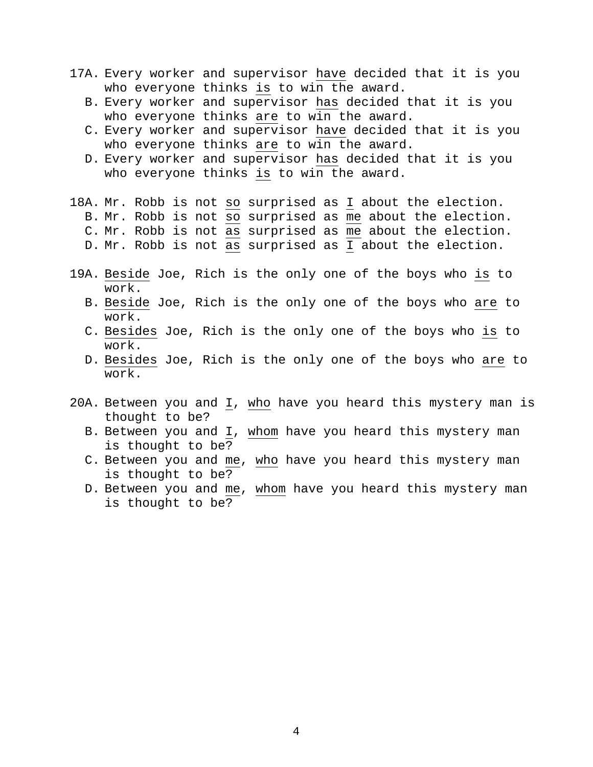17A. Every worker and supervisor <u>have</u> decided that it is you who everyone thinks <u>is</u> to win the award.
B. Every worker and supervisor <u>has</u> decided that it is you who everyone thinks <u>are</u> to win the award.
C. Every worker and supervisor <u>have</u> decided that it is you who everyone thinks <u>are</u> to win the award.
D. Every worker and supervisor <u>has</u> decided that it is you who everyone thinks <u>is</u> to win the award.

18A. Mr. Robb is not <u>so</u> surprised as <u>I</u> about the election.
B. Mr. Robb is not <u>so</u> surprised as <u>me</u> about the election.
C. Mr. Robb is not <u>as</u> surprised as <u>me</u> about the election.
D. Mr. Robb is not <u>as</u> surprised as <u>I</u> about the election.

19A. <u>Beside</u> Joe, Rich is the only one of the boys who <u>is</u> to work.
B. <u>Beside</u> Joe, Rich is the only one of the boys who <u>are</u> to work.
C. <u>Besides</u> Joe, Rich is the only one of the boys who <u>is</u> to work.
D. <u>Besides</u> Joe, Rich is the only one of the boys who <u>are</u> to work.

20A. Between you and <u>I</u>, <u>who</u> have you heard this mystery man is thought to be?
B. Between you and <u>I</u>, <u>whom</u> have you heard this mystery man is thought to be?
C. Between you and <u>me</u>, <u>who</u> have you heard this mystery man is thought to be?
D. Between you and <u>me</u>, <u>whom</u> have you heard this mystery man is thought to be?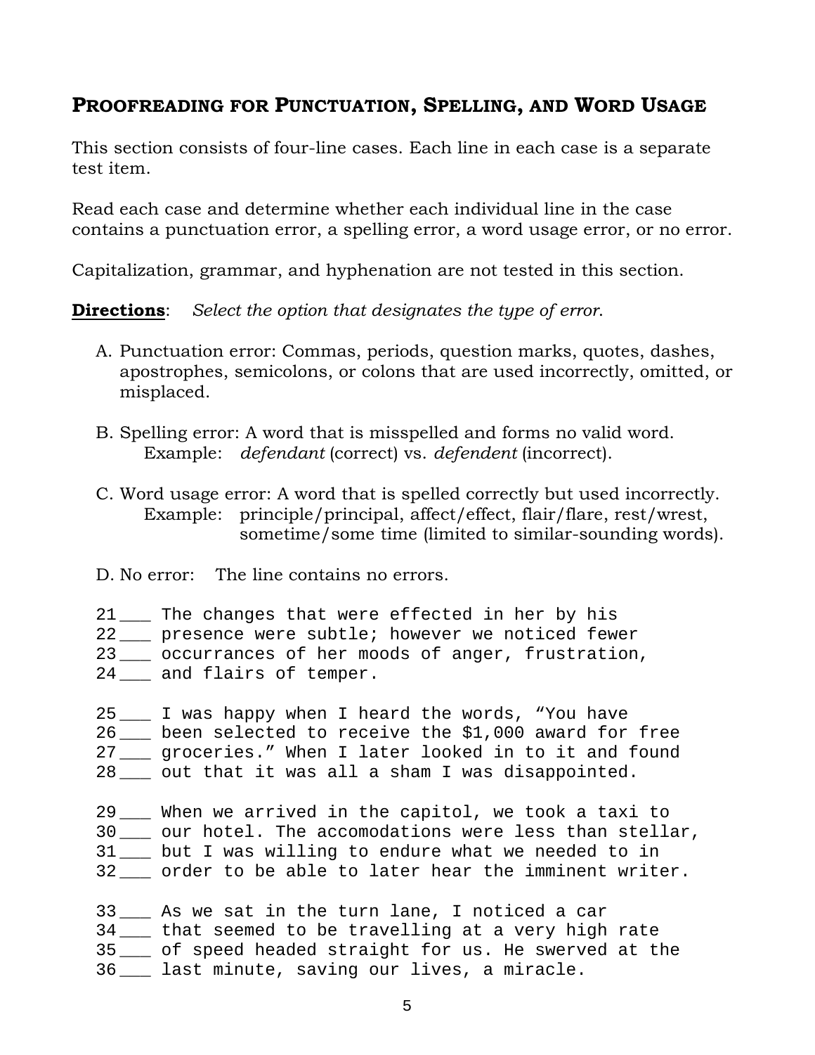## PROOFREADING FOR PUNCTUATION, SPELLING, AND WORD USAGE

This section consists of four-line cases. Each line in each case is a separate test item.

Read each case and determine whether each individual line in the case contains a punctuation error, a spelling error, a word usage error, or no error.

Capitalization, grammar, and hyphenation are not tested in this section.

**Directions**: *Select the option that designates the type of error.*

A. Punctuation error: Commas, periods, question marks, quotes, dashes, apostrophes, semicolons, or colons that are used incorrectly, omitted, or misplaced.

B. Spelling error: A word that is misspelled and forms no valid word.
   Example: *defendant* (correct) vs. *defendent* (incorrect).

C. Word usage error: A word that is spelled correctly but used incorrectly.
   Example: principle/principal, affect/effect, flair/flare, rest/wrest, sometime/some time (limited to similar-sounding words).

D. No error: The line contains no errors.

```
21 ___ The changes that were effected in her by his
22 ___ presence were subtle; however we noticed fewer
23 ___ occurrances of her moods of anger, frustration,
24 ___ and flairs of temper.

25 ___ I was happy when I heard the words, “You have
26 ___ been selected to receive the $1,000 award for free
27 ___ groceries.” When I later looked in to it and found
28 ___ out that it was all a sham I was disappointed.

29 ___ When we arrived in the capitol, we took a taxi to
30 ___ our hotel. The accomodations were less than stellar,
31 ___ but I was willing to endure what we needed to in
32 ___ order to be able to later hear the imminent writer.

33 ___ As we sat in the turn lane, I noticed a car
34 ___ that seemed to be travelling at a very high rate
35 ___ of speed headed straight for us. He swerved at the
36 ___ last minute, saving our lives, a miracle.
```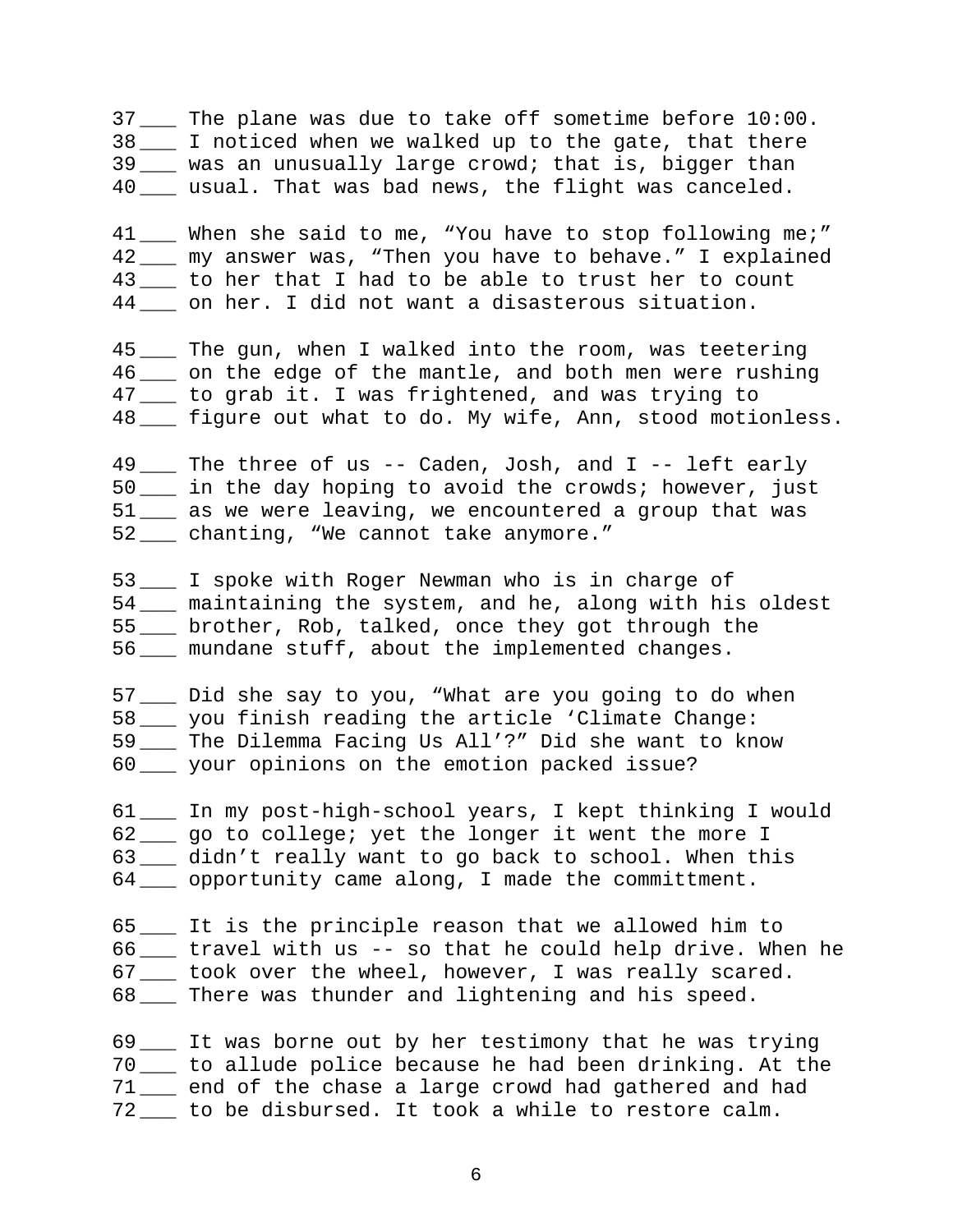37 ___ The plane was due to take off sometime before 10:00.
38 ___ I noticed when we walked up to the gate, that there
39 ___ was an unusually large crowd; that is, bigger than
40 ___ usual. That was bad news, the flight was canceled.

41 ___ When she said to me, “You have to stop following me;”
42 ___ my answer was, “Then you have to behave.” I explained
43 ___ to her that I had to be able to trust her to count
44 ___ on her. I did not want a disasterous situation.

45 ___ The gun, when I walked into the room, was teetering
46 ___ on the edge of the mantle, and both men were rushing
47 ___ to grab it. I was frightened, and was trying to
48 ___ figure out what to do. My wife, Ann, stood motionless.

49 ___ The three of us -- Caden, Josh, and I -- left early
50 ___ in the day hoping to avoid the crowds; however, just
51 ___ as we were leaving, we encountered a group that was
52 ___ chanting, “We cannot take anymore.”

53 ___ I spoke with Roger Newman who is in charge of
54 ___ maintaining the system, and he, along with his oldest
55 ___ brother, Rob, talked, once they got through the
56 ___ mundane stuff, about the implemented changes.

57 ___ Did she say to you, “What are you going to do when
58 ___ you finish reading the article ‘Climate Change:
59 ___ The Dilemma Facing Us All’?” Did she want to know
60 ___ your opinions on the emotion packed issue?

61 ___ In my post-high-school years, I kept thinking I would
62 ___ go to college; yet the longer it went the more I
63 ___ didn’t really want to go back to school. When this
64 ___ opportunity came along, I made the committment.

65 ___ It is the principle reason that we allowed him to
66 ___ travel with us -- so that he could help drive. When he
67 ___ took over the wheel, however, I was really scared.
68 ___ There was thunder and lightening and his speed.

69 ___ It was borne out by her testimony that he was trying
70 ___ to allude police because he had been drinking. At the
71 ___ end of the chase a large crowd had gathered and had
72 ___ to be disbursed. It took a while to restore calm.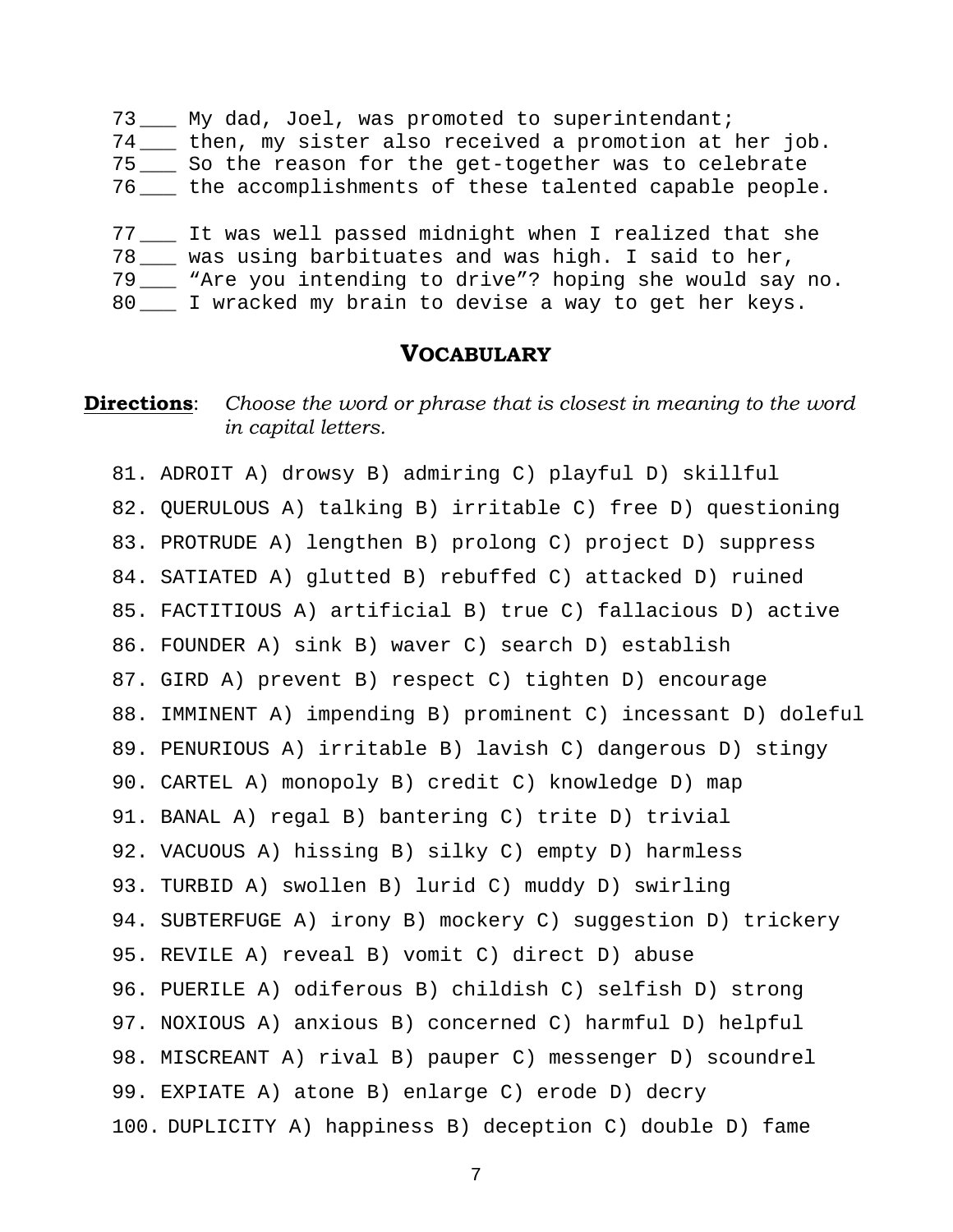73 ___ My dad, Joel, was promoted to superintendant;
74 ___ then, my sister also received a promotion at her job.
75 ___ So the reason for the get-together was to celebrate
76 ___ the accomplishments of these talented capable people.

77 ___ It was well passed midnight when I realized that she
78 ___ was using barbituates and was high. I said to her,
79 ___ "Are you intending to drive"? hoping she would say no.
80 ___ I wracked my brain to devise a way to get her keys.

## VOCABULARY

**Directions**: *Choose the word or phrase that is closest in meaning to the word in capital letters.*

81. ADROIT A) drowsy B) admiring C) playful D) skillful
82. QUERULOUS A) talking B) irritable C) free D) questioning
83. PROTRUDE A) lengthen B) prolong C) project D) suppress
84. SATIATED A) glutted B) rebuffed C) attacked D) ruined
85. FACTITIOUS A) artificial B) true C) fallacious D) active
86. FOUNDER A) sink B) waver C) search D) establish
87. GIRD A) prevent B) respect C) tighten D) encourage
88. IMMINENT A) impending B) prominent C) incessant D) doleful
89. PENURIOUS A) irritable B) lavish C) dangerous D) stingy
90. CARTEL A) monopoly B) credit C) knowledge D) map
91. BANAL A) regal B) bantering C) trite D) trivial
92. VACUOUS A) hissing B) silky C) empty D) harmless
93. TURBID A) swollen B) lurid C) muddy D) swirling
94. SUBTERFUGE A) irony B) mockery C) suggestion D) trickery
95. REVILE A) reveal B) vomit C) direct D) abuse
96. PUERILE A) odiferous B) childish C) selfish D) strong
97. NOXIOUS A) anxious B) concerned C) harmful D) helpful
98. MISCREANT A) rival B) pauper C) messenger D) scoundrel
99. EXPIATE A) atone B) enlarge C) erode D) decry
100. DUPLICITY A) happiness B) deception C) double D) fame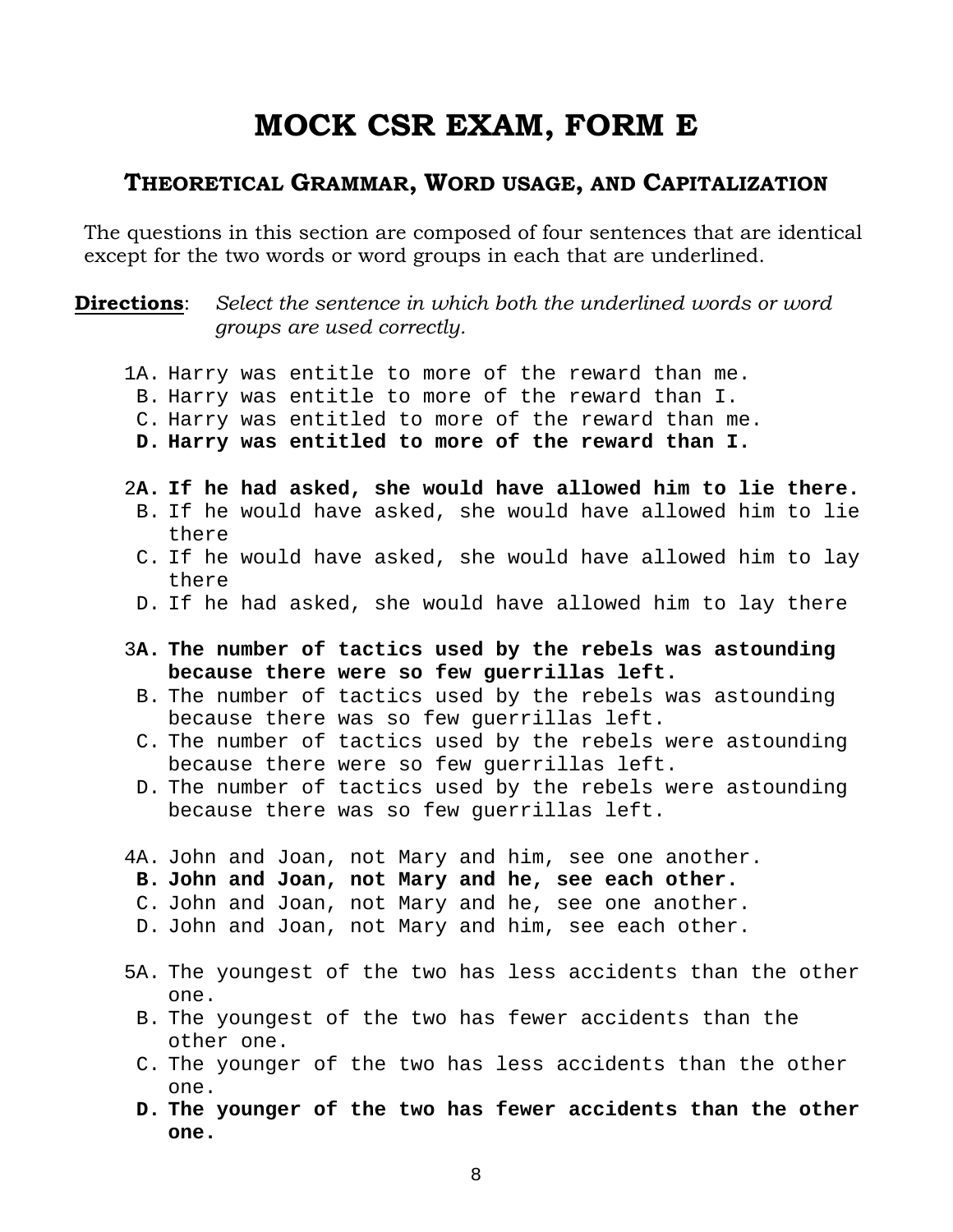# MOCK CSR EXAM, FORM E

## THEORETICAL GRAMMAR, WORD USAGE, AND CAPITALIZATION

The questions in this section are composed of four sentences that are identical except for the two words or word groups in each that are underlined.

**Directions**: *Select the sentence in which both the underlined words or word groups are used correctly.*

1A. Harry was entitle to more of the reward than me.
B. Harry was entitle to more of the reward than I.
C. Harry was entitled to more of the reward than me.
**D. Harry was entitled to more of the reward than I.**

2**A. If he had asked, she would have allowed him to lie there.**
B. If he would have asked, she would have allowed him to lie there
C. If he would have asked, she would have allowed him to lay there
D. If he had asked, she would have allowed him to lay there

3**A. The number of tactics used by the rebels was astounding because there were so few guerrillas left.**
B. The number of tactics used by the rebels was astounding because there was so few guerrillas left.
C. The number of tactics used by the rebels were astounding because there were so few guerrillas left.
D. The number of tactics used by the rebels were astounding because there was so few guerrillas left.

4A. John and Joan, not Mary and him, see one another.
**B. John and Joan, not Mary and he, see each other.**
C. John and Joan, not Mary and he, see one another.
D. John and Joan, not Mary and him, see each other.

5A. The youngest of the two has less accidents than the other one.
B. The youngest of the two has fewer accidents than the other one.
C. The younger of the two has less accidents than the other one.
**D. The younger of the two has fewer accidents than the other one.**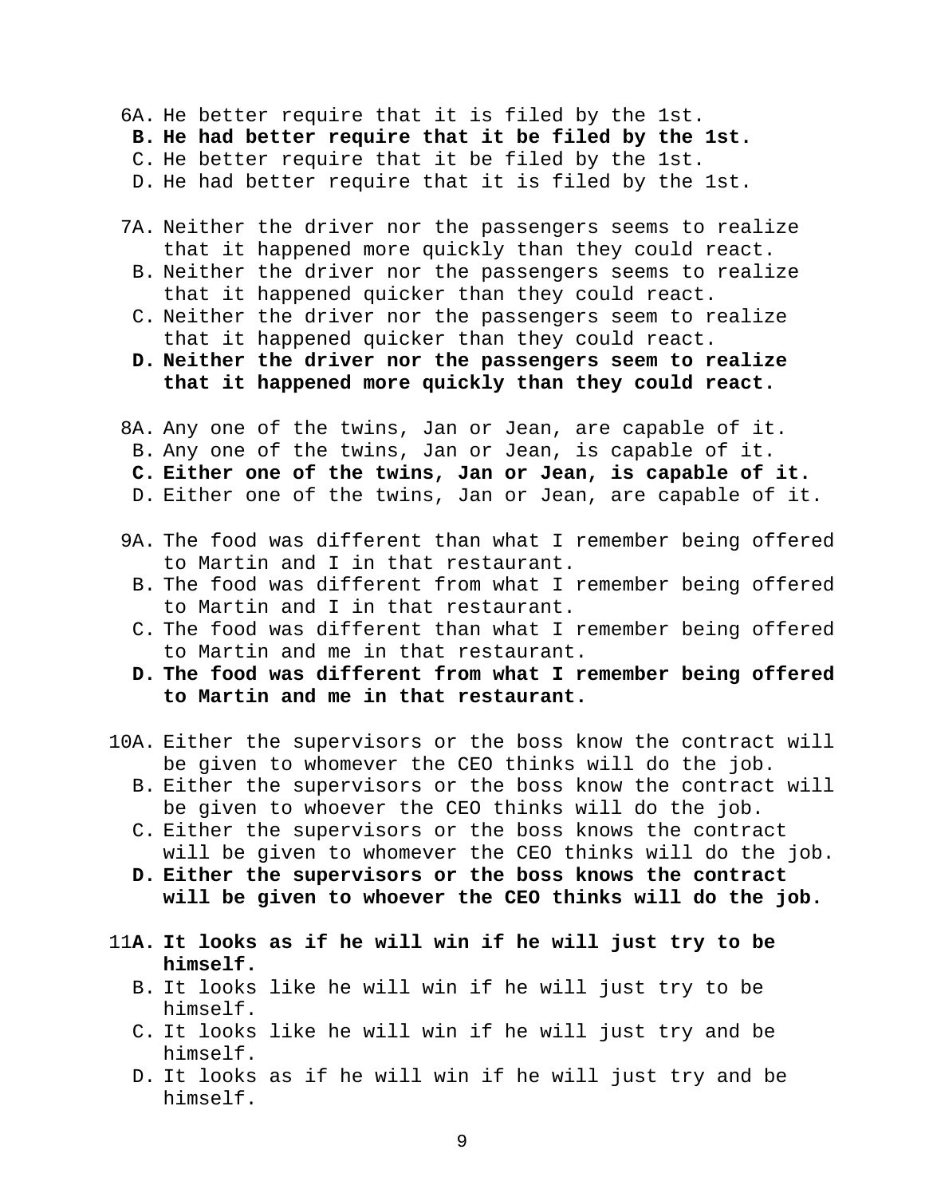6A. He better require that it is filed by the 1st.
**B. He had better require that it be filed by the 1st.**
C. He better require that it be filed by the 1st.
D. He had better require that it is filed by the 1st.

7A. Neither the driver nor the passengers seems to realize that it happened more quickly than they could react.
B. Neither the driver nor the passengers seems to realize that it happened quicker than they could react.
C. Neither the driver nor the passengers seem to realize that it happened quicker than they could react.
**D. Neither the driver nor the passengers seem to realize that it happened more quickly than they could react.**

8A. Any one of the twins, Jan or Jean, are capable of it.
B. Any one of the twins, Jan or Jean, is capable of it.
**C. Either one of the twins, Jan or Jean, is capable of it.**
D. Either one of the twins, Jan or Jean, are capable of it.

9A. The food was different than what I remember being offered to Martin and I in that restaurant.
B. The food was different from what I remember being offered to Martin and I in that restaurant.
C. The food was different than what I remember being offered to Martin and me in that restaurant.
**D. The food was different from what I remember being offered to Martin and me in that restaurant.**

10A. Either the supervisors or the boss know the contract will be given to whomever the CEO thinks will do the job.
B. Either the supervisors or the boss know the contract will be given to whoever the CEO thinks will do the job.
C. Either the supervisors or the boss knows the contract will be given to whomever the CEO thinks will do the job.
**D. Either the supervisors or the boss knows the contract will be given to whoever the CEO thinks will do the job.**

11**A. It looks as if he will win if he will just try to be himself.**
B. It looks like he will win if he will just try to be himself.
C. It looks like he will win if he will just try and be himself.
D. It looks as if he will win if he will just try and be himself.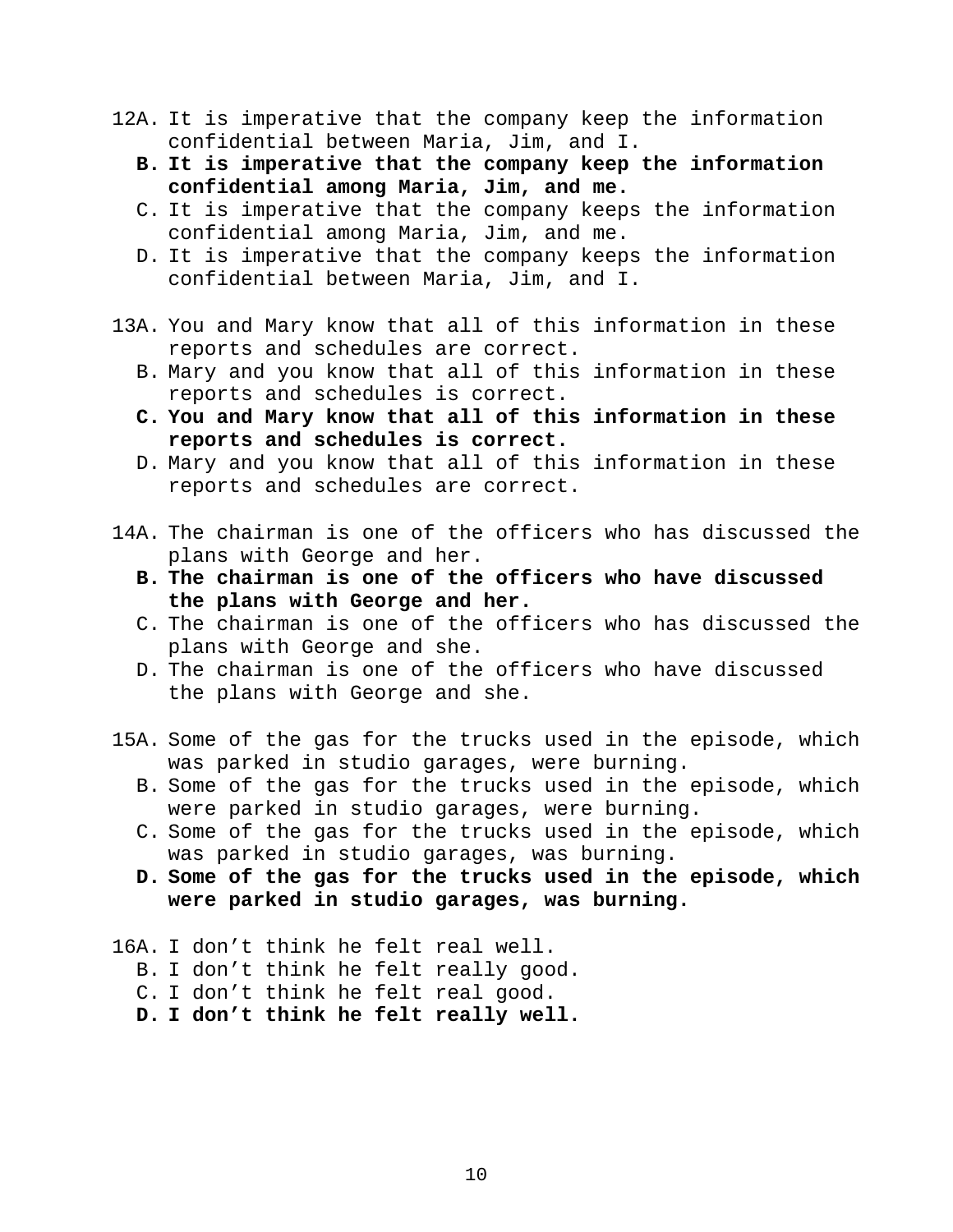12A. It is imperative that the company keep the information confidential between Maria, Jim, and I.

**B. It is imperative that the company keep the information confidential among Maria, Jim, and me.**

C. It is imperative that the company keeps the information confidential among Maria, Jim, and me.

D. It is imperative that the company keeps the information confidential between Maria, Jim, and I.

13A. You and Mary know that all of this information in these reports and schedules are correct.

B. Mary and you know that all of this information in these reports and schedules is correct.

**C. You and Mary know that all of this information in these reports and schedules is correct.**

D. Mary and you know that all of this information in these reports and schedules are correct.

14A. The chairman is one of the officers who has discussed the plans with George and her.

**B. The chairman is one of the officers who have discussed the plans with George and her.**

C. The chairman is one of the officers who has discussed the plans with George and she.

D. The chairman is one of the officers who have discussed the plans with George and she.

15A. Some of the gas for the trucks used in the episode, which was parked in studio garages, were burning.

B. Some of the gas for the trucks used in the episode, which were parked in studio garages, were burning.

C. Some of the gas for the trucks used in the episode, which was parked in studio garages, was burning.

**D. Some of the gas for the trucks used in the episode, which were parked in studio garages, was burning.**

16A. I don't think he felt real well.

B. I don't think he felt really good.

C. I don't think he felt real good.

**D. I don't think he felt really well.**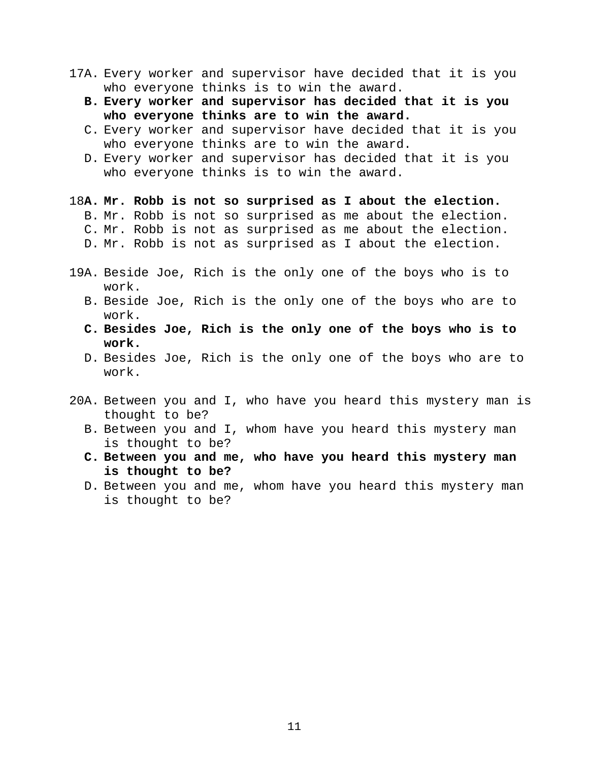17A. Every worker and supervisor have decided that it is you who everyone thinks is to win the award.

**B. Every worker and supervisor has decided that it is you who everyone thinks are to win the award.**

C. Every worker and supervisor have decided that it is you who everyone thinks are to win the award.

D. Every worker and supervisor has decided that it is you who everyone thinks is to win the award.

18**A. Mr. Robb is not so surprised as I about the election.**

B. Mr. Robb is not so surprised as me about the election.

C. Mr. Robb is not as surprised as me about the election.

D. Mr. Robb is not as surprised as I about the election.

19A. Beside Joe, Rich is the only one of the boys who is to work.

B. Beside Joe, Rich is the only one of the boys who are to work.

**C. Besides Joe, Rich is the only one of the boys who is to work.**

D. Besides Joe, Rich is the only one of the boys who are to work.

20A. Between you and I, who have you heard this mystery man is thought to be?

B. Between you and I, whom have you heard this mystery man is thought to be?

**C. Between you and me, who have you heard this mystery man is thought to be?**

D. Between you and me, whom have you heard this mystery man is thought to be?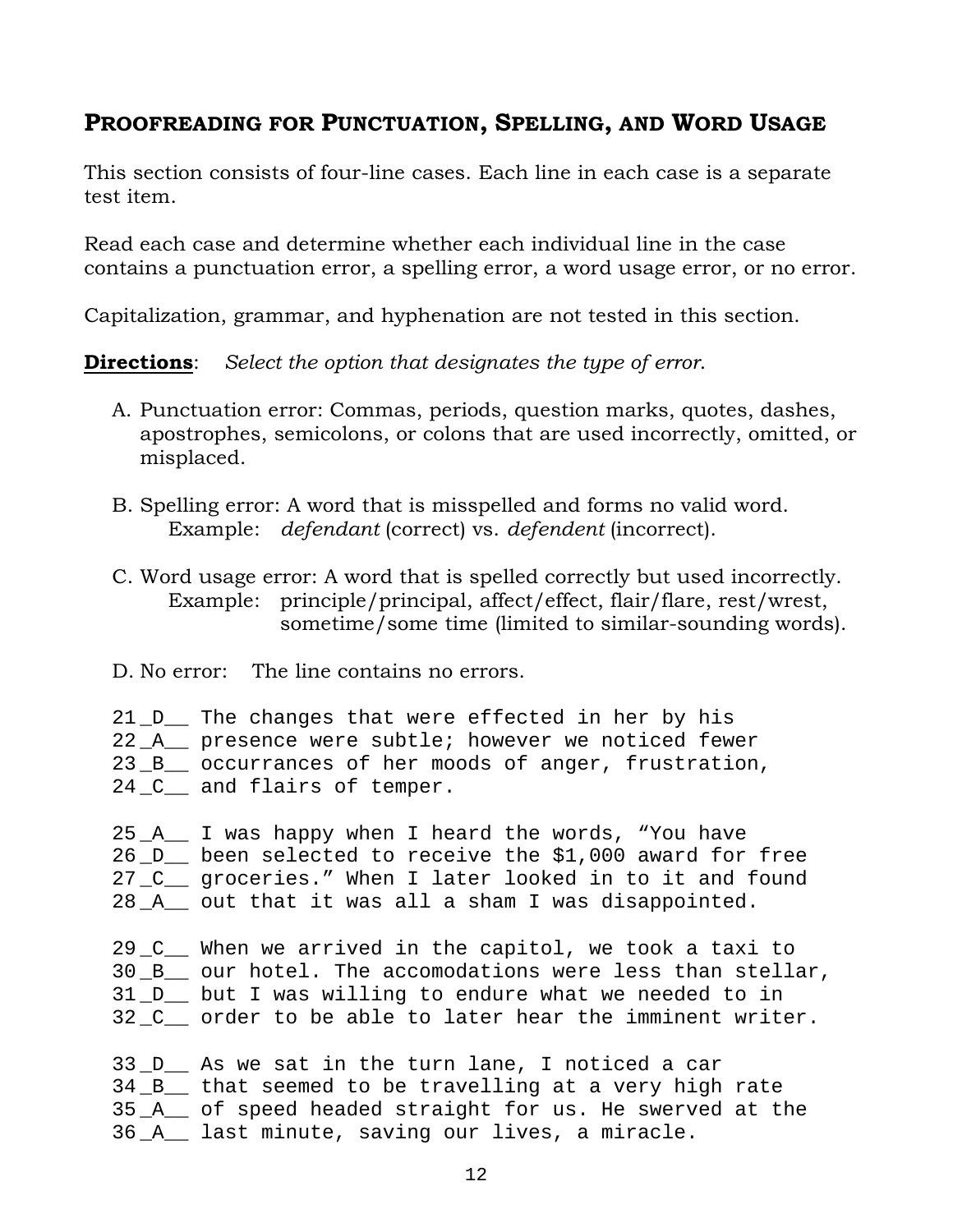## PROOFREADING FOR PUNCTUATION, SPELLING, AND WORD USAGE

This section consists of four-line cases. Each line in each case is a separate test item.

Read each case and determine whether each individual line in the case contains a punctuation error, a spelling error, a word usage error, or no error.

Capitalization, grammar, and hyphenation are not tested in this section.

**Directions**: *Select the option that designates the type of error.*

A. Punctuation error: Commas, periods, question marks, quotes, dashes, apostrophes, semicolons, or colons that are used incorrectly, omitted, or misplaced.

B. Spelling error: A word that is misspelled and forms no valid word.
   Example: *defendant* (correct) vs. *defendent* (incorrect).

C. Word usage error: A word that is spelled correctly but used incorrectly.
   Example: principle/principal, affect/effect, flair/flare, rest/wrest, sometime/some time (limited to similar-sounding words).

D. No error: The line contains no errors.

```
21 _D__ The changes that were effected in her by his
22 _A__ presence were subtle; however we noticed fewer
23 _B__ occurrances of her moods of anger, frustration,
24 _C__ and flairs of temper.

25 _A__ I was happy when I heard the words, “You have
26 _D__ been selected to receive the $1,000 award for free
27 _C__ groceries.” When I later looked in to it and found
28 _A__ out that it was all a sham I was disappointed.

29 _C__ When we arrived in the capitol, we took a taxi to
30 _B__ our hotel. The accomodations were less than stellar,
31 _D__ but I was willing to endure what we needed to in
32 _C__ order to be able to later hear the imminent writer.

33 _D__ As we sat in the turn lane, I noticed a car
34 _B__ that seemed to be travelling at a very high rate
35 _A__ of speed headed straight for us. He swerved at the
36 _A__ last minute, saving our lives, a miracle.
```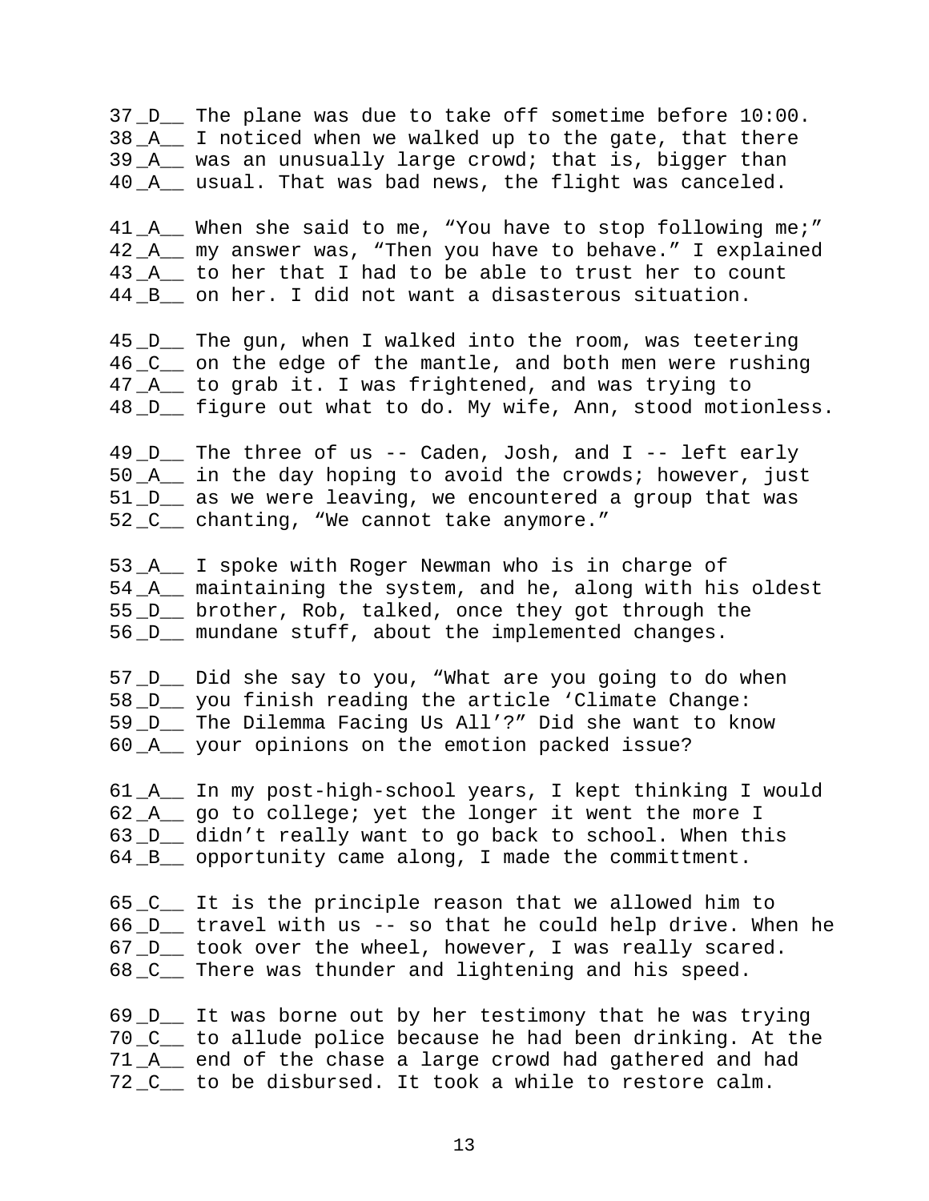37 _D__ The plane was due to take off sometime before 10:00.  
38 _A__ I noticed when we walked up to the gate, that there  
39 _A__ was an unusually large crowd; that is, bigger than  
40 _A__ usual. That was bad news, the flight was canceled.

41 _A__ When she said to me, “You have to stop following me;”  
42 _A__ my answer was, “Then you have to behave.” I explained  
43 _A__ to her that I had to be able to trust her to count  
44 _B__ on her. I did not want a disasterous situation.

45 _D__ The gun, when I walked into the room, was teetering  
46 _C__ on the edge of the mantle, and both men were rushing  
47 _A__ to grab it. I was frightened, and was trying to  
48 _D__ figure out what to do. My wife, Ann, stood motionless.

49 _D__ The three of us -- Caden, Josh, and I -- left early  
50 _A__ in the day hoping to avoid the crowds; however, just  
51 _D__ as we were leaving, we encountered a group that was  
52 _C__ chanting, “We cannot take anymore.”

53 _A__ I spoke with Roger Newman who is in charge of  
54 _A__ maintaining the system, and he, along with his oldest  
55 _D__ brother, Rob, talked, once they got through the  
56 _D__ mundane stuff, about the implemented changes.

57 _D__ Did she say to you, “What are you going to do when  
58 _D__ you finish reading the article ‘Climate Change:  
59 _D__ The Dilemma Facing Us All’?” Did she want to know  
60 _A__ your opinions on the emotion packed issue?

61 _A__ In my post-high-school years, I kept thinking I would  
62 _A__ go to college; yet the longer it went the more I  
63 _D__ didn’t really want to go back to school. When this  
64 _B__ opportunity came along, I made the committment.

65 _C__ It is the principle reason that we allowed him to  
66 _D__ travel with us -- so that he could help drive. When he  
67 _D__ took over the wheel, however, I was really scared.  
68 _C__ There was thunder and lightening and his speed.

69 _D__ It was borne out by her testimony that he was trying  
70 _C__ to allude police because he had been drinking. At the  
71 _A__ end of the chase a large crowd had gathered and had  
72 _C__ to be disbursed. It took a while to restore calm.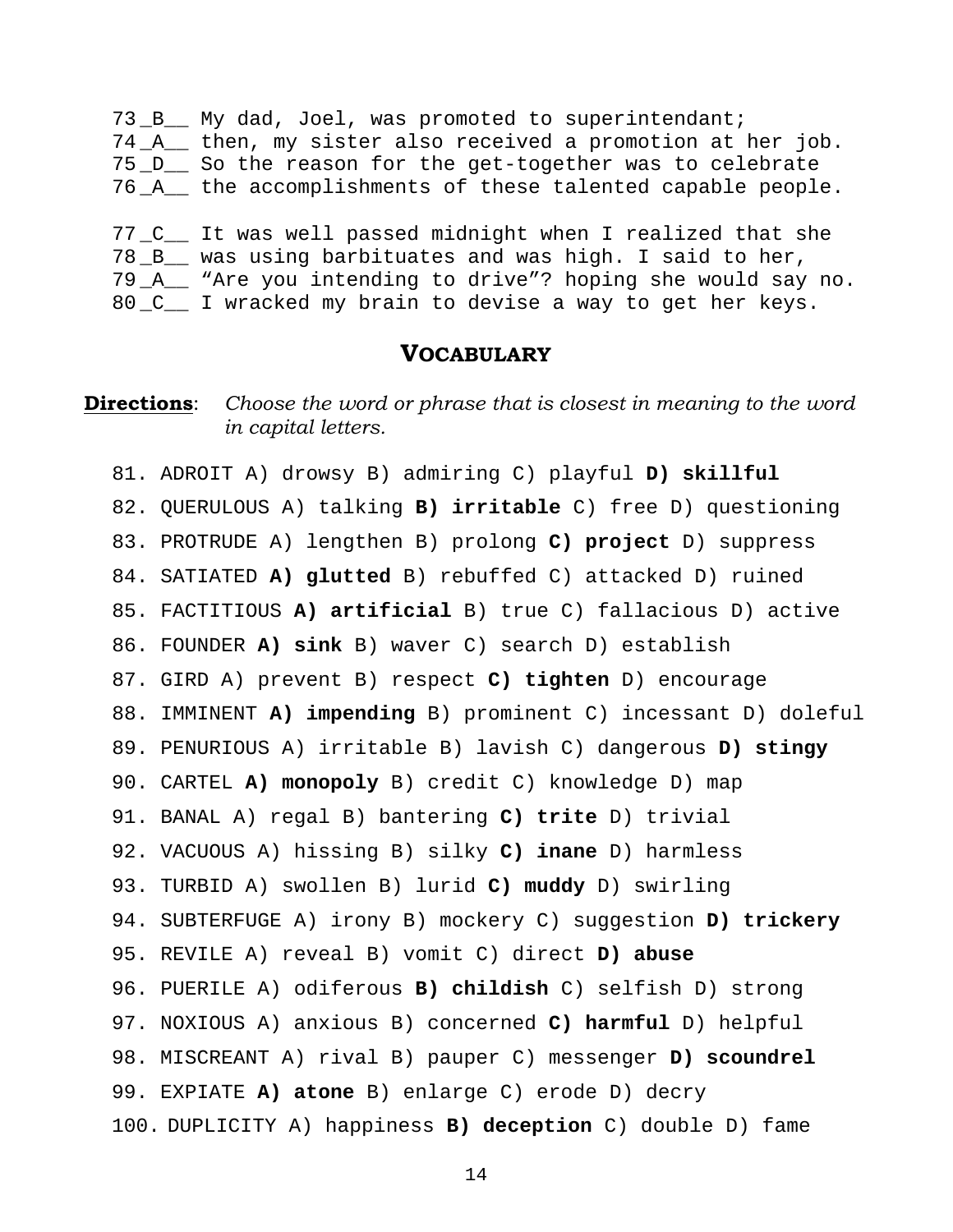73 _B__ My dad, Joel, was promoted to superintendant;
74 _A__ then, my sister also received a promotion at her job.
75 _D__ So the reason for the get-together was to celebrate
76 _A__ the accomplishments of these talented capable people.

77 _C__ It was well passed midnight when I realized that she
78 _B__ was using barbituates and was high. I said to her,
79 _A__ "Are you intending to drive"? hoping she would say no.
80 _C__ I wracked my brain to devise a way to get her keys.

## VOCABULARY

**Directions**: *Choose the word or phrase that is closest in meaning to the word in capital letters.*

81. ADROIT A) drowsy B) admiring C) playful **D) skillful**
82. QUERULOUS A) talking **B) irritable** C) free D) questioning
83. PROTRUDE A) lengthen B) prolong **C) project** D) suppress
84. SATIATED **A) glutted** B) rebuffed C) attacked D) ruined
85. FACTITIOUS **A) artificial** B) true C) fallacious D) active
86. FOUNDER **A) sink** B) waver C) search D) establish
87. GIRD A) prevent B) respect **C) tighten** D) encourage
88. IMMINENT **A) impending** B) prominent C) incessant D) doleful
89. PENURIOUS A) irritable B) lavish C) dangerous **D) stingy**
90. CARTEL **A) monopoly** B) credit C) knowledge D) map
91. BANAL A) regal B) bantering **C) trite** D) trivial
92. VACUOUS A) hissing B) silky **C) inane** D) harmless
93. TURBID A) swollen B) lurid **C) muddy** D) swirling
94. SUBTERFUGE A) irony B) mockery C) suggestion **D) trickery**
95. REVILE A) reveal B) vomit C) direct **D) abuse**
96. PUERILE A) odiferous **B) childish** C) selfish D) strong
97. NOXIOUS A) anxious B) concerned **C) harmful** D) helpful
98. MISCREANT A) rival B) pauper C) messenger **D) scoundrel**
99. EXPIATE **A) atone** B) enlarge C) erode D) decry
100. DUPLICITY A) happiness **B) deception** C) double D) fame